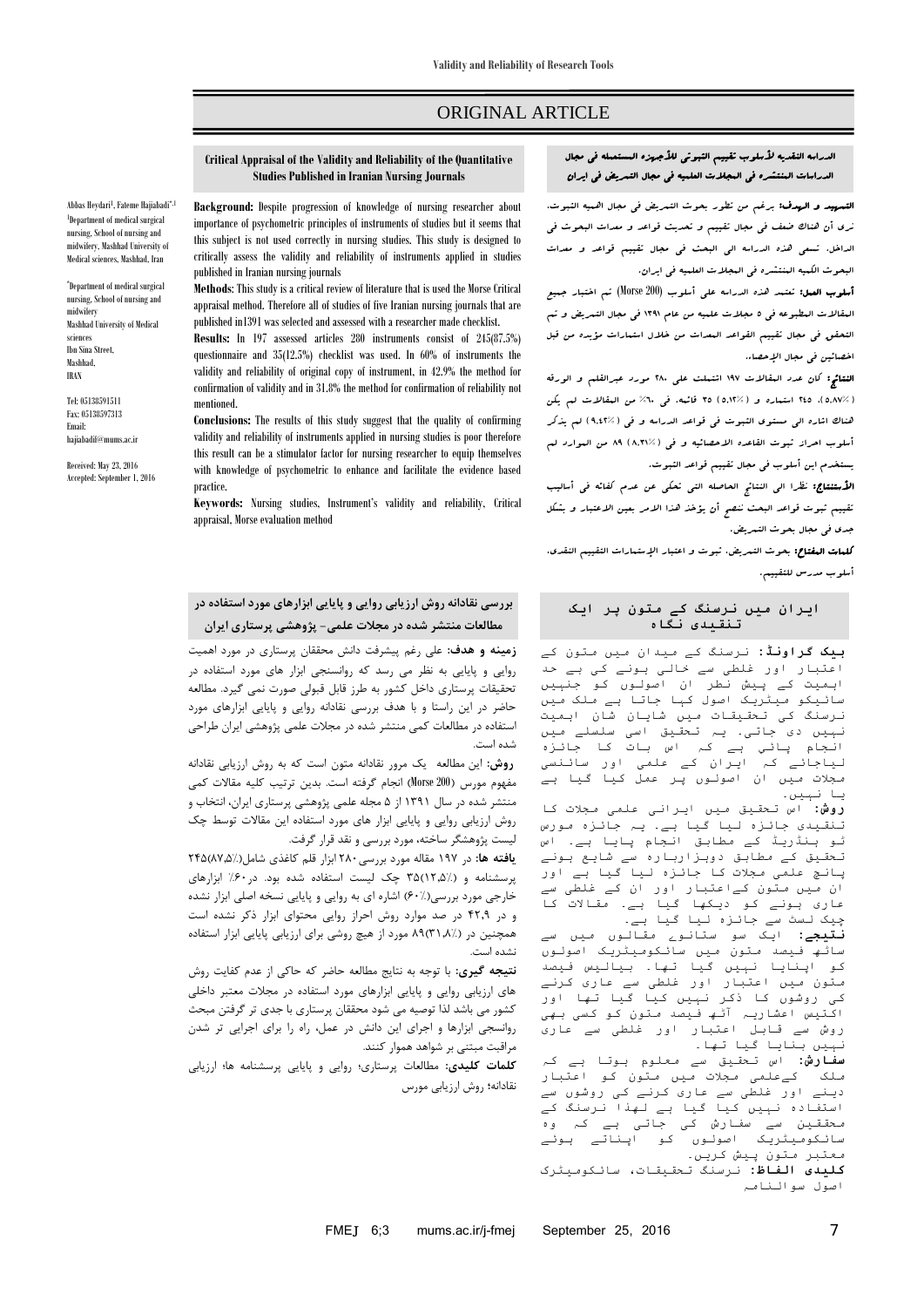ORIGINAL ARTICLE

## Critical Appraisal of the Validity and Reliability of the Quantitative Studies Published in Iranian Nursing Journals

Abbas Heydari[1], Fateme Hajiabadi[*,1]

[1]Department of medical surgical nursing, School of nursing and midwifery, Mashhad University of Medical sciences, Mashhad, Iran

[*]Department of medical surgical nursing, School of nursing and midwifery
Mashhad University of Medical sciences
Ibn Sina Street,
Mashhad,
IRAN

Tel: 05138591511
Fax: 05138597313
Email: hajiabadif@mums.ac.ir

Received: May 23, 2016
Accepted: September 1, 2016

**Background:** Despite progression of knowledge of nursing researcher about importance of psychometric principles of instruments of studies but it seems that this subject is not used correctly in nursing studies. This study is designed to critically assess the validity and reliability of instruments applied in studies published in Iranian nursing journals

**Methods:** This study is a critical review of literature that is used the Morse Critical appraisal method. Therefore all of studies of five Iranian nursing journals that are published in1391 was selected and assessed with a researcher made checklist.

**Results:** In 197 assessed articles 280 instruments consist of 245(87.5%) questionnaire and 35(12.5%) checklist was used. In 60% of instruments the validity and reliability of original copy of instrument, in 42.9% the method for confirmation of validity and in 31.8% the method for confirmation of reliability not mentioned.

**Conclusions:** The results of this study suggest that the quality of confirming validity and reliability of instruments applied in nursing studies is poor therefore this result can be a stimulator factor for nursing researcher to equip themselves with knowledge of psychometric to enhance and facilitate the evidence based practice.

**Keywords:** Nursing studies, Instrument's validity and reliability, Critical appraisal, Morse evaluation method

## الدراسة النقدية لأسلوب تقييم الثبوتي للأجهزة المستعملة في مجال الدراسات المنتشرة في المجلات العلمية في مجال التمريض في ايران

**التمهيد و الهدف:** برغم من تطور بحوث التمريض في مجال اهمية الثبوت، نرى أن هنالك ضعف في مجال تقييم و تحديث قواعد و معدات البحوث في الداخل. تسعى هذه الدراسة الى البحث في مجال تقييم قواعد و معدات البحوث الكمية المنتشرة في المجلات العلمية في ايران.

**أسلوب العمل:** تعتمد هذه الدراسة على أسلوب (Morse 200) تم اختيار جميع المقالات المطبوعة في ٥ مجلات علمية من عام ١٣٩١ في مجال التمريض و تم التحقق في مجال تقييم القواعد و المعدات من خلال استمارات مؤيدة من قبل اخصائيين في مجال الإحصاء.

**النتائج:** كان عدد المقالات ١٩٧ اشتملت على ٢٨٠ مورد عبرالقلم و الورقة (٥،٨٧٪)، ٢٤٥ استمارة و (٥،١٢٪) ٣٥ قائمة. في ٦٠٪ من المقالات لم يكن هنالك اشارة الى مستوى الثبوت في قواعد الدراسة و في (٤٢،٩٪) لم يذكر أسلوب احراز ثبوت القاعدة الاحصائية و في (٨،٣١٪) ٨٩ من الموارد لم يستخدم اين أسلوب في مجال تقييم قواعد الثبوت.

**الأستنتاج:** نظرا الى النتائج الحاصلة التي تحكي عن عدم كفاية في أساليب تقييم ثبوت قواعد البحث ننصح أن يؤخذ هذا الامر بعين الاعتبار و بشكل جدي في مجال بحوث التمريض.

**كلمات المفتاح:** بحوث التمريض، ثبوت و اعتبار الإستمارات التقييم النقدي، أسلوب مدرس للتقييم.

## بررسی نقادانه روش ارزیابی روایی و پایایی ابزارهای مورد استفاده در مطالعات منتشر شده در مجلات علمی- پژوهشی پرستاری ایران

**زمینه و هدف:** علی رغم پیشرفت دانش محققان پرستاری در مورد اهمیت روایی و پایایی به نظر می رسد که روانسنجی ابزار های مورد استفاده در تحقیقات پرستاری داخل کشور به طرز قابل قبولی صورت نمی گیرد. مطالعه حاضر در این راستا و با هدف بررسی نقادانه روایی و پایایی ابزارهای مورد استفاده در مطالعات کمی منتشر شده در مجلات علمی پژوهشی ایران طراحی شده است.

**روش:** این مطالعه یک مرور نقادانه متون است که به روش ارزیابی نقادانه مفهوم مورس (Morse 200) انجام گرفته است. بدین ترتیب کلیه مقالات کمی منتشر شده در سال ۱۳۹۱ از ۵ مجله علمی پژوهشی پرستاری ایران، انتخاب و روش ارزیابی روایی و پایایی ابزار های مورد استفاده این مقالات توسط چک لیست پژوهشگر ساخته، مورد بررسی و نقد قرار گرفت.

**یافته ها:** در ۱۹۷ مقاله مورد بررسی ۲۸۰ ابزار قلم کاغذی شامل(۸۷،۵٪) ۲۴۵ پرسشنامه و (۱۲،۵٪) ۳۵ چک لیست استفاده شده بود. در۶۰٪ ابزارهای خارجی مورد بررسی(۶۰٪) اشاره ای به روایی و پایایی نسخه اصلی ابزار نشده و در ۴۲،۹ در صد موارد روش احراز روایی محتوای ابزار ذکر نشده است همچنین در (۳۱،۸٪) ۸۹ مورد از هیچ روشی برای ارزیابی پایایی ابزار استفاده نشده است.

**نتیجه گیری:** با توجه به نتایج مطالعه حاضر که حاکی از عدم کفایت روش های ارزیابی روایی و پایایی ابزارهای مورد استفاده در مجلات معتبر داخلی کشور می باشد لذا توصیه می شود محققان پرستاری با جدی تر گرفتن مبحث روانسنجی ابزارها و اجرای این دانش در عمل، راه را برای اجرایی تر شدن مراقبت مبتنی بر شواهد هموار کنند.

**کلمات کلیدی:** مطالعات پرستاری؛ روایی و پایایی پرسشنامه ها؛ ارزیابی نقادانه؛ روش ارزیابی مورس

## ایران میں نرسنگ کے متون پر ایک تنقیدی نگاہ

**بیک گراونڈ:** نرسنگ کے میدان میں متون کے اعتبار اور غلطی سے خالی ہونے کی بے حد اہمیت کے پیش نظر ان اصولوں کو جنہیں سائیکو میٹریک اصول کہا جاتا ہے ملک میں نرسنگ کی تحقیقات میں شایان شان اہمیت نہیں دی جاتی۔ یہ تحقیق اسی سلسلے میں انجام پائي ہے کہ اس بات کا جائزہ لیاجائے کہ ایران کے علمی اور سائنسی مجلات میں ان اصولوں پر عمل کیا گیا ہے یا نہیں۔

**روش:** اس تحقیق میں ایرانی علمی مجلات کا تنقیدی جائزہ لیا گیا ہے۔ یہ جائزہ مورس ٹو ہنڈریڈ کے مطابق انجام پایا ہے۔ اس تحقیق کے مطابق دوہزاربارہ سے شایع ہونے پانچ علمی مجلات کا جائزہ لیا گيا ہے اور ان میں متون کےاعتبار اور ان کے غلطی سے عاری ہونے کو دیکھا گیا ہے۔ مقالات کا چیک لسٹ سے جائزہ لیا گیا ہے۔

**نتیجے:** ایک سو ستانوے مقالوں میں سے ساٹھ فیصد متون میں سائکومیٹریک اصولوں کو اپنایا نہیں گیا تھا۔ بیالیس فیصد متون میں اعتبار اور غلطی سے عاری کرنے کی روشوں کا ذکر نہیں کیا گيا تھا اور اکتیس اعشاریہ آٹھ فیصد متون کو کسی بھی روش سے قابل اعتبار اور غلطی سے عاری نہیں بنایا گیا تھا۔

**سفارش:** اس تحقیق سے معلوم ہوتا ہے کہ ملک کےعلمی مجلات میں متون کو اعتبار دینے اور غلطی سے عاری کرنے کی روشوں سے استفادہ نہیں کیا گیا ہے لھذا نرسنگ کے محققین سے سفارش کی جاتی ہے کہ وہ سائکومیٹریک اصولوں کو اپناتے ہوئے معتبر متون پیش کریں۔

**کلیدی الفاظ:** نرسنگ تحقیقات، سائکومیٹرک اصول سوالنامہ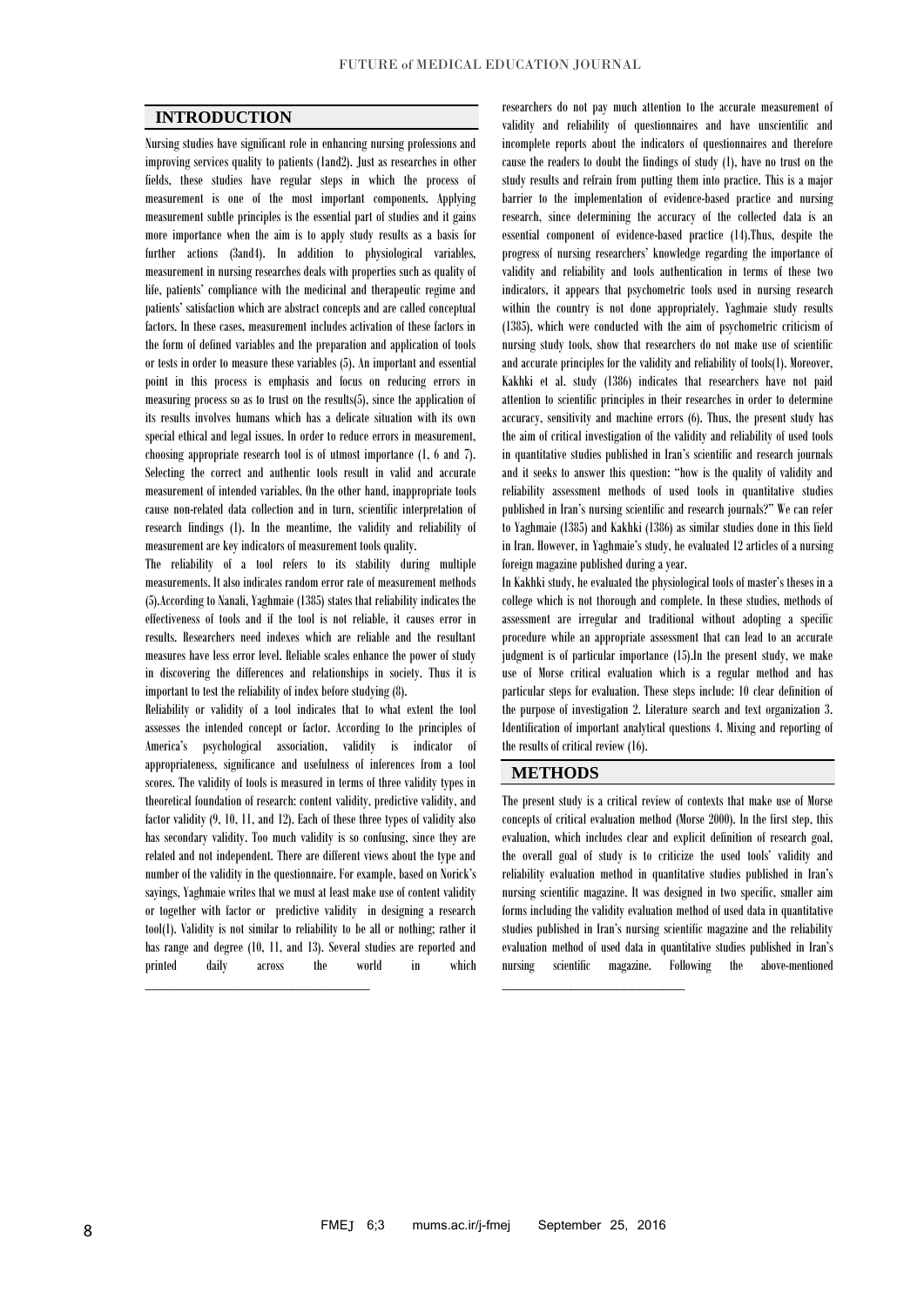## INTRODUCTION

Nursing studies have significant role in enhancing nursing professions and improving services quality to patients (1and2). Just as researches in other fields, these studies have regular steps in which the process of measurement is one of the most important components. Applying measurement subtle principles is the essential part of studies and it gains more importance when the aim is to apply study results as a basis for further actions (3and4). In addition to physiological variables, measurement in nursing researches deals with properties such as quality of life, patients' compliance with the medicinal and therapeutic regime and patients' satisfaction which are abstract concepts and are called conceptual factors. In these cases, measurement includes activation of these factors in the form of defined variables and the preparation and application of tools or tests in order to measure these variables (5). An important and essential point in this process is emphasis and focus on reducing errors in measuring process so as to trust on the results(5), since the application of its results involves humans which has a delicate situation with its own special ethical and legal issues. In order to reduce errors in measurement, choosing appropriate research tool is of utmost importance (1, 6 and 7). Selecting the correct and authentic tools result in valid and accurate measurement of intended variables. On the other hand, inappropriate tools cause non-related data collection and in turn, scientific interpretation of research findings (1). In the meantime, the validity and reliability of measurement are key indicators of measurement tools quality.

The reliability of a tool refers to its stability during multiple measurements. It also indicates random error rate of measurement methods (5).According to Nanali, Yaghmaie (1385) states that reliability indicates the effectiveness of tools and if the tool is not reliable, it causes error in results. Researchers need indexes which are reliable and the resultant measures have less error level. Reliable scales enhance the power of study in discovering the differences and relationships in society. Thus it is important to test the reliability of index before studying (8).

Reliability or validity of a tool indicates that to what extent the tool assesses the intended concept or factor. According to the principles of America's psychological association, validity is indicator of appropriateness, significance and usefulness of inferences from a tool scores. The validity of tools is measured in terms of three validity types in theoretical foundation of research: content validity, predictive validity, and factor validity (9, 10, 11, and 12). Each of these three types of validity also has secondary validity. Too much validity is so confusing, since they are related and not independent. There are different views about the type and number of the validity in the questionnaire. For example, based on Norick's sayings, Yaghmaie writes that we must at least make use of content validity or together with factor or predictive validity in designing a research tool(1). Validity is not similar to reliability to be all or nothing; rather it has range and degree (10, 11, and 13). Several studies are reported and printed daily across the world in which researchers do not pay much attention to the accurate measurement of validity and reliability of questionnaires and have unscientific and incomplete reports about the indicators of questionnaires and therefore cause the readers to doubt the findings of study (1), have no trust on the study results and refrain from putting them into practice. This is a major barrier to the implementation of evidence-based practice and nursing research, since determining the accuracy of the collected data is an essential component of evidence-based practice (14).Thus, despite the progress of nursing researchers' knowledge regarding the importance of validity and reliability and tools authentication in terms of these two indicators, it appears that psychometric tools used in nursing research within the country is not done appropriately. Yaghmaie study results (1385), which were conducted with the aim of psychometric criticism of nursing study tools, show that researchers do not make use of scientific and accurate principles for the validity and reliability of tools(1). Moreover, Kakhki et al. study (1386) indicates that researchers have not paid attention to scientific principles in their researches in order to determine accuracy, sensitivity and machine errors (6). Thus, the present study has the aim of critical investigation of the validity and reliability of used tools in quantitative studies published in Iran's scientific and research journals and it seeks to answer this question: "how is the quality of validity and reliability assessment methods of used tools in quantitative studies published in Iran's nursing scientific and research journals?" We can refer to Yaghmaie (1385) and Kakhki (1386) as similar studies done in this field in Iran. However, in Yaghmaie's study, he evaluated 12 articles of a nursing foreign magazine published during a year.

In Kakhki study, he evaluated the physiological tools of master's theses in a college which is not thorough and complete. In these studies, methods of assessment are irregular and traditional without adopting a specific procedure while an appropriate assessment that can lead to an accurate judgment is of particular importance (15).In the present study, we make use of Morse critical evaluation which is a regular method and has particular steps for evaluation. These steps include: 10 clear definition of the purpose of investigation 2. Literature search and text organization 3. Identification of important analytical questions 4. Mixing and reporting of the results of critical review (16).

## METHODS

The present study is a critical review of contexts that make use of Morse concepts of critical evaluation method (Morse 2000). In the first step, this evaluation, which includes clear and explicit definition of research goal, the overall goal of study is to criticize the used tools' validity and reliability evaluation method in quantitative studies published in Iran's nursing scientific magazine. It was designed in two specific, smaller aim forms including the validity evaluation method of used data in quantitative studies published in Iran's nursing scientific magazine and the reliability evaluation method of used data in quantitative studies published in Iran's nursing scientific magazine. Following the above-mentioned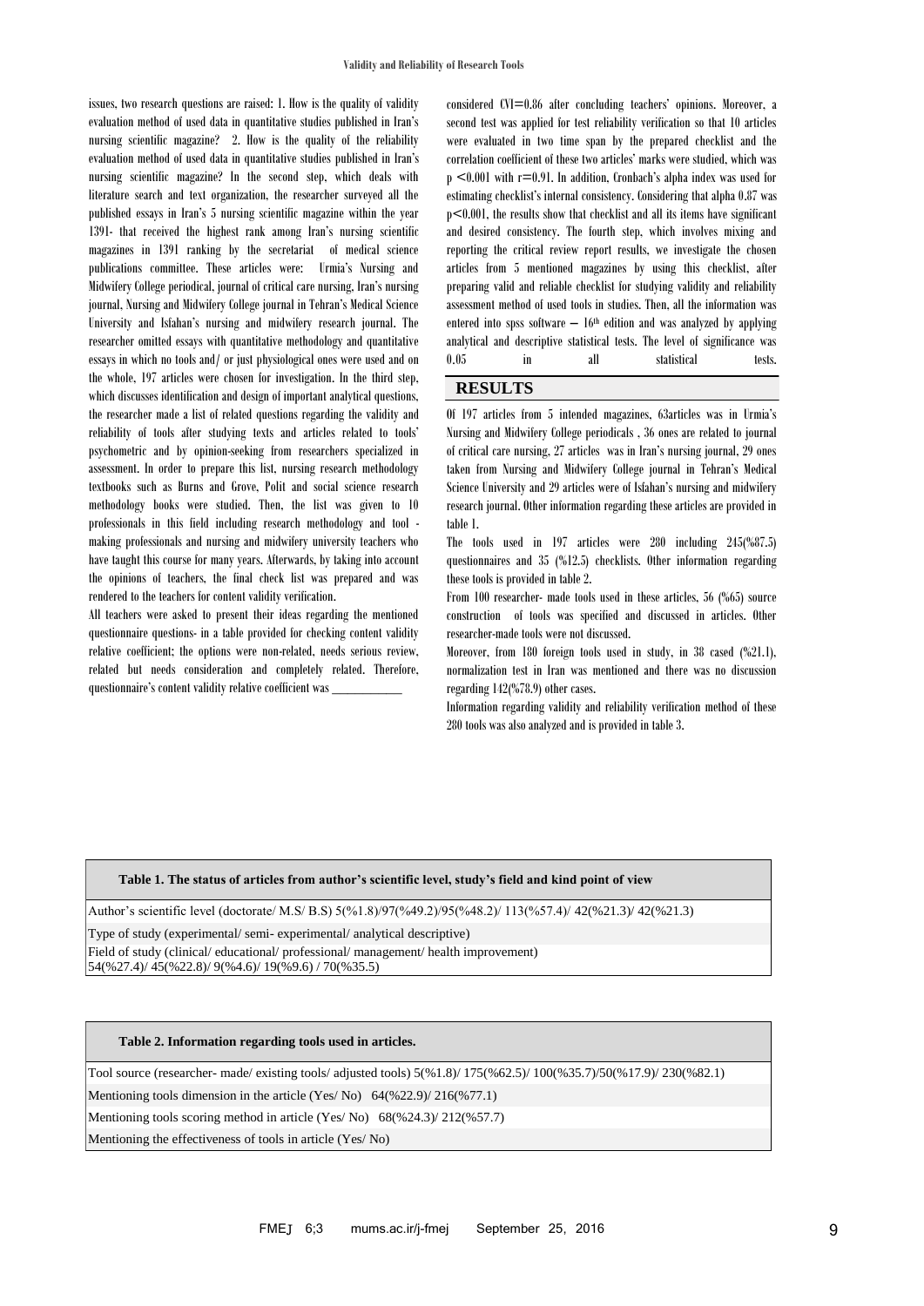issues, two research questions are raised: 1. How is the quality of validity evaluation method of used data in quantitative studies published in Iran's nursing scientific magazine? 2. How is the quality of the reliability evaluation method of used data in quantitative studies published in Iran's nursing scientific magazine? In the second step, which deals with literature search and text organization, the researcher surveyed all the published essays in Iran's 5 nursing scientific magazine within the year 1391- that received the highest rank among Iran's nursing scientific magazines in 1391 ranking by the secretariat of medical science publications committee. These articles were: Urmia's Nursing and Midwifery College periodical, journal of critical care nursing, Iran's nursing journal, Nursing and Midwifery College journal in Tehran's Medical Science University and Isfahan's nursing and midwifery research journal. The researcher omitted essays with quantitative methodology and quantitative essays in which no tools and/ or just physiological ones were used and on the whole, 197 articles were chosen for investigation. In the third step, which discusses identification and design of important analytical questions, the researcher made a list of related questions regarding the validity and reliability of tools after studying texts and articles related to tools' psychometric and by opinion-seeking from researchers specialized in assessment. In order to prepare this list, nursing research methodology textbooks such as Burns and Grove, Polit and social science research methodology books were studied. Then, the list was given to 10 professionals in this field including research methodology and tool - making professionals and nursing and midwifery university teachers who have taught this course for many years. Afterwards, by taking into account the opinions of teachers, the final check list was prepared and was rendered to the teachers for content validity verification.

All teachers were asked to present their ideas regarding the mentioned questionnaire questions- in a table provided for checking content validity relative coefficient; the options were non-related, needs serious review, related but needs consideration and completely related. Therefore, questionnaire's content validity relative coefficient was considered CVI=0.86 after concluding teachers' opinions. Moreover, a second test was applied for test reliability verification so that 10 articles were evaluated in two time span by the prepared checklist and the correlation coefficient of these two articles' marks were studied, which was $p < 0.001$ with $r=0.91$. In addition, Cronbach's alpha index was used for estimating checklist's internal consistency. Considering that alpha 0.87 was $p<0.001$, the results show that checklist and all its items have significant and desired consistency. The fourth step, which involves mixing and reporting the critical review report results, we investigate the chosen articles from 5 mentioned magazines by using this checklist, after preparing valid and reliable checklist for studying validity and reliability assessment method of used tools in studies. Then, all the information was entered into spss software – 16th edition and was analyzed by applying analytical and descriptive statistical tests. The level of significance was 0.05 in all statistical tests.

## RESULTS

Of 197 articles from 5 intended magazines, 63articles was in Urmia's Nursing and Midwifery College periodicals , 36 ones are related to journal of critical care nursing, 27 articles was in Iran's nursing journal, 29 ones taken from Nursing and Midwifery College journal in Tehran's Medical Science University and 29 articles were of Isfahan's nursing and midwifery research journal. Other information regarding these articles are provided in table 1.

The tools used in 197 articles were 280 including 245(%87.5) questionnaires and 35 (%12.5) checklists. Other information regarding these tools is provided in table 2.

From 100 researcher- made tools used in these articles, 56 (%65) source construction of tools was specified and discussed in articles. Other researcher-made tools were not discussed.

Moreover, from 180 foreign tools used in study, in 38 cased (%21.1), normalization test in Iran was mentioned and there was no discussion regarding 142(%78.9) other cases.

Information regarding validity and reliability verification method of these 280 tools was also analyzed and is provided in table 3.

**Table 1. The status of articles from author's scientific level, study's field and kind point of view**

| |
|---|
| Author's scientific level (doctorate/ M.S/ B.S) 5(%1.8)/97(%49.2)/95(%48.2)/ 113(%57.4)/ 42(%21.3)/ 42(%21.3) |
| Type of study (experimental/ semi- experimental/ analytical descriptive) |
| Field of study (clinical/ educational/ professional/ management/ health improvement) 54(%27.4)/ 45(%22.8)/ 9(%4.6)/ 19(%9.6) / 70(%35.5) |

**Table 2. Information regarding tools used in articles.**

| |
|---|
| Tool source (researcher- made/ existing tools/ adjusted tools) 5(%1.8)/ 175(%62.5)/ 100(%35.7)/50(%17.9)/ 230(%82.1) |
| Mentioning tools dimension in the article (Yes/ No) 64(%22.9)/ 216(%77.1) |
| Mentioning tools scoring method in article (Yes/ No) 68(%24.3)/ 212(%57.7) |
| Mentioning the effectiveness of tools in article (Yes/ No) |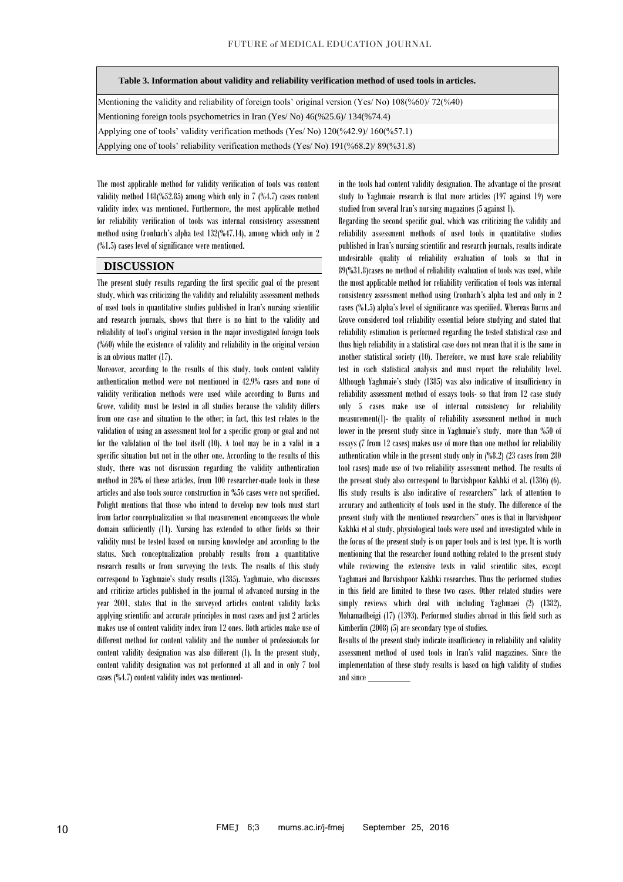**Table 3. Information about validity and reliability verification method of used tools in articles.**

| |
|---|
| Mentioning the validity and reliability of foreign tools' original version (Yes/ No) 108(%60)/ 72(%40) |
| Mentioning foreign tools psychometrics in Iran (Yes/ No) 46(%25.6)/ 134(%74.4) |
| Applying one of tools' validity verification methods (Yes/ No) 120(%42.9)/ 160(%57.1) |
| Applying one of tools' reliability verification methods (Yes/ No) 191(%68.2)/ 89(%31.8) |

The most applicable method for validity verification of tools was content validity method 148(%52.85) among which only in 7 (%4.7) cases content validity index was mentioned. Furthermore, the most applicable method for reliability verification of tools was internal consistency assessment method using Cronbach's alpha test 132(%47.14), among which only in 2 (%1.5) cases level of significance were mentioned.

## DISCUSSION

The present study results regarding the first specific goal of the present study, which was criticizing the validity and reliability assessment methods of used tools in quantitative studies published in Iran's nursing scientific and research journals, shows that there is no hint to the validity and reliability of tool's original version in the major investigated foreign tools (%60) while the existence of validity and reliability in the original version is an obvious matter (17).

Moreover, according to the results of this study, tools content validity authentication method were not mentioned in 42.9% cases and none of validity verification methods were used while according to Burns and Grove, validity must be tested in all studies because the validity differs from one case and situation to the other; in fact, this test relates to the validation of using an assessment tool for a specific group or goal and not for the validation of the tool itself (10). A tool may be in a valid in a specific situation but not in the other one. According to the results of this study, there was not discussion regarding the validity authentication method in 28% of these articles, from 100 researcher-made tools in these articles and also tools source construction in %56 cases were not specified. Polight mentions that those who intend to develop new tools must start from factor conceptualization so that measurement encompasses the whole domain sufficiently (11). Nursing has extended to other fields so their validity must be tested based on nursing knowledge and according to the status. Such conceptualization probably results from a quantitative research results or from surveying the texts. The results of this study correspond to Yaghmaie's study results (1385). Yaghmaie, who discusses and criticize articles published in the journal of advanced nursing in the year 2001, states that in the surveyed articles content validity lacks applying scientific and accurate principles in most cases and just 2 articles makes use of content validity index from 12 ones. Both articles make use of different method for content validity and the number of professionals for content validity designation was also different (1). In the present study, content validity designation was not performed at all and in only 7 tool cases (%4.7) content validity index was mentioned-in the tools had content validity designation. The advantage of the present study to Yaghmaie research is that more articles (197 against 19) were studied from several Iran's nursing magazines (5 against 1).

Regarding the second specific goal, which was criticizing the validity and reliability assessment methods of used tools in quantitative studies published in Iran's nursing scientific and research journals, results indicate undesirable quality of reliability evaluation of tools so that in 89(%31.8)cases no method of reliability evaluation of tools was used, while the most applicable method for reliability verification of tools was internal consistency assessment method using Cronbach's alpha test and only in 2 cases (%1.5) alpha's level of significance was specified. Whereas Burns and Grove considered tool reliability essential before studying and stated that reliability estimation is performed regarding the tested statistical case and thus high reliability in a statistical case does not mean that it is the same in another statistical society (10). Therefore, we must have scale reliability test in each statistical analysis and must report the reliability level. Although Yaghmaie's study (1385) was also indicative of insufficiency in reliability assessment method of essays tools- so that from 12 case study only 5 cases make use of internal consistency for reliability measurement(1)- the quality of reliability assessment method in much lower in the present study since in Yaghmaie's study, more than %50 of essays (7 from 12 cases) makes use of more than one method for reliability authentication while in the present study only in (%8.2) (23 cases from 280 tool cases) made use of two reliability assessment method. The results of the present study also correspond to Darvishpoor Kakhki et al. (1386) (6). His study results is also indicative of researchers" lack of attention to accuracy and authenticity of tools used in the study. The difference of the present study with the mentioned researchers" ones is that in Darvishpoor Kakhki et al study, physiological tools were used and investigated while in the focus of the present study is on paper tools and is test type. It is worth mentioning that the researcher found nothing related to the present study while reviewing the extensive texts in valid scientific sites, except Yaghmaei and Darvishpoor Kakhki researches. Thus the performed studies in this field are limited to these two cases. Other related studies were simply reviews which deal with including Yaghmaei (2) (1382), Mohamadbeigi (17) (1393). Performed studies abroad in this field such as Kimberlin (2008) (5) are secondary type of studies.

Results of the present study indicate insufficiency in reliability and validity assessment method of used tools in Iran's valid magazines. Since the implementation of these study results is based on high validity of studies and since __________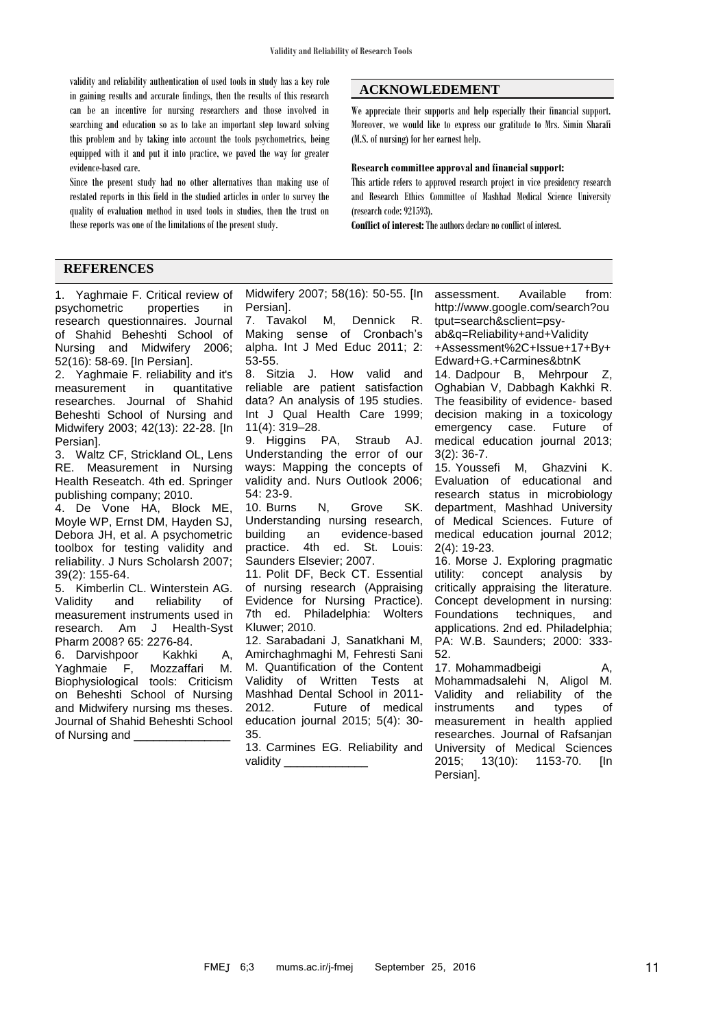validity and reliability authentication of used tools in study has a key role in gaining results and accurate findings, then the results of this research can be an incentive for nursing researchers and those involved in searching and education so as to take an important step toward solving this problem and by taking into account the tools psychometrics, being equipped with it and put it into practice, we paved the way for greater evidence-based care.

Since the present study had no other alternatives than making use of restated reports in this field in the studied articles in order to survey the quality of evaluation method in used tools in studies, then the trust on these reports was one of the limitations of the present study.

## ACKNOWLEDEMENT

We appreciate their supports and help especially their financial support. Moreover, we would like to express our gratitude to Mrs. Simin Sharafi (M.S. of nursing) for her earnest help.

**Research committee approval and financial support:**

This article refers to approved research project in vice presidency research and Research Ethics Committee of Mashhad Medical Science University (research code: 921593).

**Conflict of interest:** The authors declare no conflict of interest.

## REFERENCES

1. Yaghmaie F. Critical review of psychometric properties in research questionnaires. Journal of Shahid Beheshti School of Nursing and Midwifery 2006; 52(16): 58-69. [In Persian].
2. Yaghmaie F. reliability and it's measurement in quantitative researches. Journal of Shahid Beheshti School of Nursing and Midwifery 2003; 42(13): 22-28. [In Persian].
3. Waltz CF, Strickland OL, Lens RE. Measurement in Nursing Health Reseatch. 4th ed. Springer publishing company; 2010.
4. De Vone HA, Block ME, Moyle WP, Ernst DM, Hayden SJ, Debora JH, et al. A psychometric toolbox for testing validity and reliability. J Nurs Scholarsh 2007; 39(2): 155-64.
5. Kimberlin CL. Winterstein AG. Validity and reliability of measurement instruments used in research. Am J Health-Syst Pharm 2008? 65: 2276-84.
6. Darvishpoor Kakhki A, Yaghmaie F, Mozzaffari M. Biophysiological tools: Criticism on Beheshti School of Nursing and Midwifery nursing ms theses. Journal of Shahid Beheshti School of Nursing and _______________ Midwifery 2007; 58(16): 50-55. [In Persian].
7. Tavakol M, Dennick R. Making sense of Cronbach's alpha. Int J Med Educ 2011; 2: 53-55.
8. Sitzia J. How valid and reliable are patient satisfaction data? An analysis of 195 studies. Int J Qual Health Care 1999; 11(4): 319–28.
9. Higgins PA, Straub AJ. Understanding the error of our ways: Mapping the concepts of validity and. Nurs Outlook 2006; 54: 23-9.
10. Burns N, Grove SK. Understanding nursing research, building an evidence-based practice. 4th ed. St. Louis: Saunders Elsevier; 2007.
11. Polit DF, Beck CT. Essential of nursing research (Appraising Evidence for Nursing Practice). 7th ed. Philadelphia: Wolters Kluwer; 2010.
12. Sarabadani J, Sanatkhani M, Amirchaghmaghi M, Fehresti Sani M. Quantification of the Content Validity of Written Tests at Mashhad Dental School in 2011-2012. Future of medical education journal 2015; 5(4): 30-35.
13. Carmines EG. Reliability and validity _____________ assessment. Available from: http://www.google.com/search?output=search&sclient=psy-ab&q=Reliability+and+Validity+Assessment%2C+Issue+17+By+Edward+G.+Carmines&btnK
14. Dadpour B, Mehrpour Z, Oghabian V, Dabbagh Kakhki R. The feasibility of evidence- based decision making in a toxicology emergency case. Future of medical education journal 2013; 3(2): 36-7.
15. Youssefi M, Ghazvini K. Evaluation of educational and research status in microbiology department, Mashhad University of Medical Sciences. Future of medical education journal 2012; 2(4): 19-23.
16. Morse J. Exploring pragmatic utility: concept analysis by critically appraising the literature. Concept development in nursing: Foundations techniques, and applications. 2nd ed. Philadelphia; PA: W.B. Saunders; 2000: 333-52.
17. Mohammadbeigi A, Mohammadsalehi N, Aligol M. Validity and reliability of the instruments and types of measurement in health applied researches. Journal of Rafsanjan University of Medical Sciences 2015; 13(10): 1153-70. [In Persian].